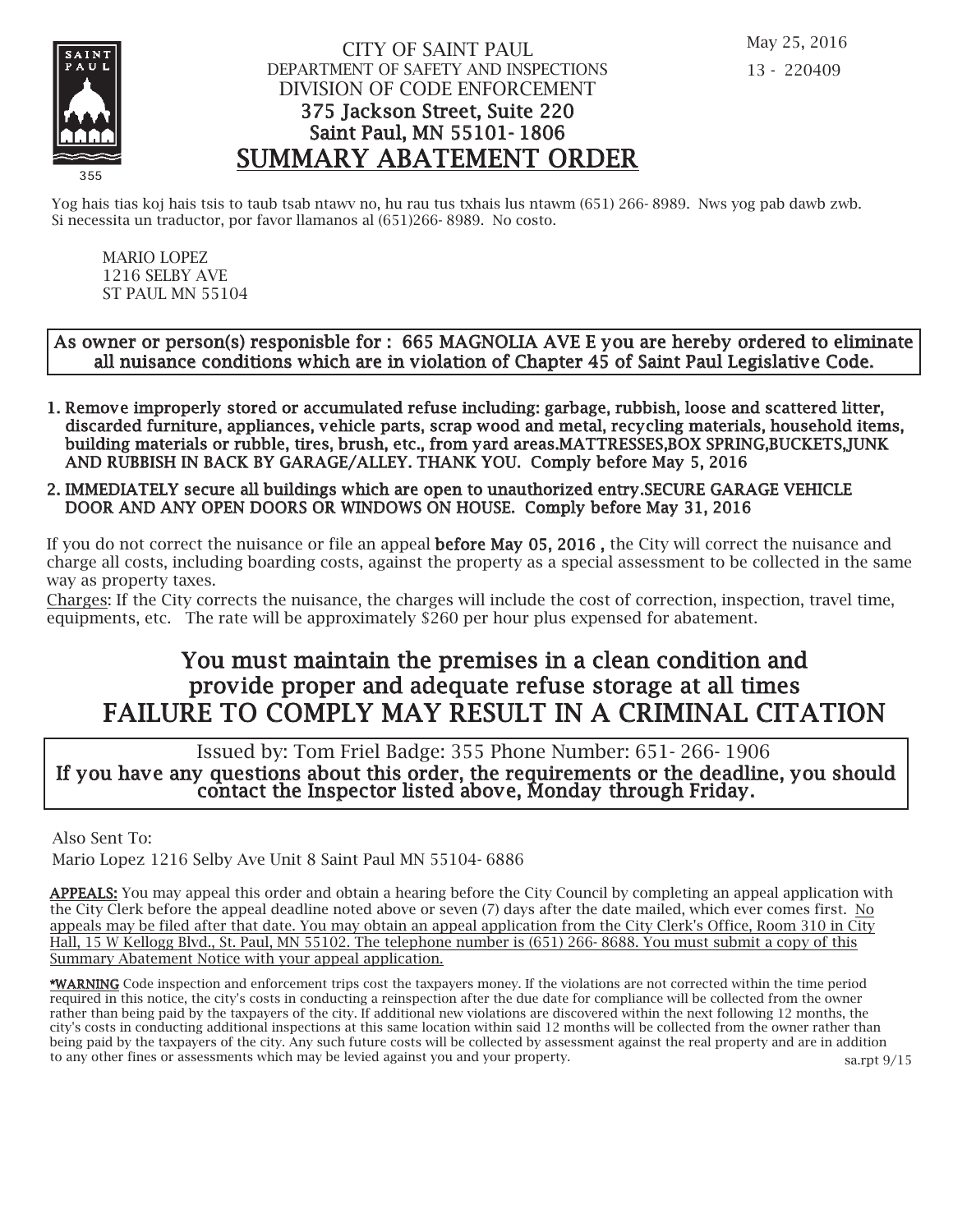May 25, 2016

13 - 220409

CITY OF SAINT PAUL
DEPARTMENT OF SAFETY AND INSPECTIONS
DIVISION OF CODE ENFORCEMENT
375 Jackson Street, Suite 220
Saint Paul, MN 55101- 1806

# SUMMARY ABATEMENT ORDER

355

Yog hais tias koj hais tsis to taub tsab ntawv no, hu rau tus txhais lus ntawm (651) 266- 8989. Nws yog pab dawb zwb.
Si necessita un traductor, por favor llamanos al (651)266- 8989. No costo.

MARIO LOPEZ
1216 SELBY AVE
ST PAUL MN 55104

**As owner or person(s) responisble for : 665 MAGNOLIA AVE E you are hereby ordered to eliminate all nuisance conditions which are in violation of Chapter 45 of Saint Paul Legislative Code.**

1. **Remove improperly stored or accumulated refuse including: garbage, rubbish, loose and scattered litter, discarded furniture, appliances, vehicle parts, scrap wood and metal, recycling materials, household items, building materials or rubble, tires, brush, etc., from yard areas.MATTRESSES,BOX SPRING,BUCKETS,JUNK AND RUBBISH IN BACK BY GARAGE/ALLEY. THANK YOU. Comply before May 5, 2016**
2. **IMMEDIATELY secure all buildings which are open to unauthorized entry.SECURE GARAGE VEHICLE DOOR AND ANY OPEN DOORS OR WINDOWS ON HOUSE. Comply before May 31, 2016**

If you do not correct the nuisance or file an appeal **before May 05, 2016 ,** the City will correct the nuisance and charge all costs, including boarding costs, against the property as a special assessment to be collected in the same way as property taxes.

Charges: If the City corrects the nuisance, the charges will include the cost of correction, inspection, travel time, equipments, etc. The rate will be approximately $260 per hour plus expensed for abatement.

## You must maintain the premises in a clean condition and provide proper and adequate refuse storage at all times FAILURE TO COMPLY MAY RESULT IN A CRIMINAL CITATION

Issued by: Tom Friel Badge: 355 Phone Number: 651- 266- 1906

**If you have any questions about this order, the requirements or the deadline, you should contact the Inspector listed above, Monday through Friday.**

Also Sent To:
Mario Lopez 1216 Selby Ave Unit 8 Saint Paul MN 55104- 6886

**APPEALS:** You may appeal this order and obtain a hearing before the City Council by completing an appeal application with the City Clerk before the appeal deadline noted above or seven (7) days after the date mailed, which ever comes first. No appeals may be filed after that date. You may obtain an appeal application from the City Clerk's Office, Room 310 in City Hall, 15 W Kellogg Blvd., St. Paul, MN 55102. The telephone number is (651) 266- 8688. You must submit a copy of this Summary Abatement Notice with your appeal application.

***WARNING** Code inspection and enforcement trips cost the taxpayers money. If the violations are not corrected within the time period required in this notice, the city's costs in conducting a reinspection after the due date for compliance will be collected from the owner rather than being paid by the taxpayers of the city. If additional new violations are discovered within the next following 12 months, the city's costs in conducting additional inspections at this same location within said 12 months will be collected from the owner rather than being paid by the taxpayers of the city. Any such future costs will be collected by assessment against the real property and are in addition to any other fines or assessments which may be levied against you and your property.

sa.rpt 9/15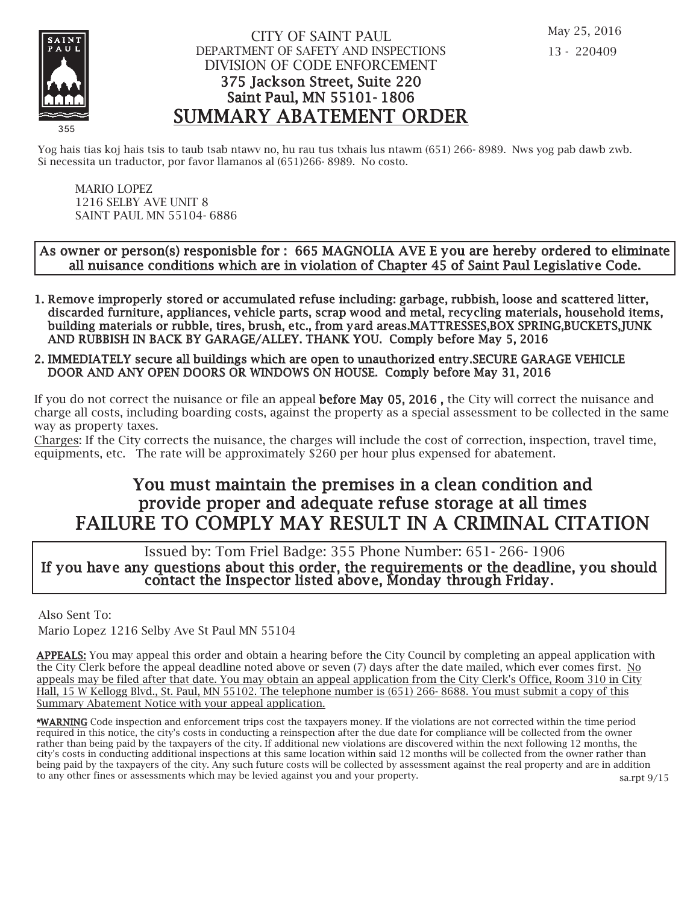May 25, 2016

13 - 220409

CITY OF SAINT PAUL
DEPARTMENT OF SAFETY AND INSPECTIONS
DIVISION OF CODE ENFORCEMENT
375 Jackson Street, Suite 220
Saint Paul, MN 55101- 1806

# SUMMARY ABATEMENT ORDER

355

Yog hais tias koj hais tsis to taub tsab ntawv no, hu rau tus txhais lus ntawm (651) 266- 8989. Nws yog pab dawb zwb.
Si necessita un traductor, por favor llamanos al (651)266- 8989. No costo.

MARIO LOPEZ
1216 SELBY AVE UNIT 8
SAINT PAUL MN 55104- 6886

**As owner or person(s) responisble for : 665 MAGNOLIA AVE E you are hereby ordered to eliminate all nuisance conditions which are in violation of Chapter 45 of Saint Paul Legislative Code.**

1. **Remove improperly stored or accumulated refuse including: garbage, rubbish, loose and scattered litter, discarded furniture, appliances, vehicle parts, scrap wood and metal, recycling materials, household items, building materials or rubble, tires, brush, etc., from yard areas.MATTRESSES,BOX SPRING,BUCKETS,JUNK AND RUBBISH IN BACK BY GARAGE/ALLEY. THANK YOU. Comply before May 5, 2016**
2. **IMMEDIATELY secure all buildings which are open to unauthorized entry.SECURE GARAGE VEHICLE DOOR AND ANY OPEN DOORS OR WINDOWS ON HOUSE. Comply before May 31, 2016**

If you do not correct the nuisance or file an appeal **before May 05, 2016 ,** the City will correct the nuisance and charge all costs, including boarding costs, against the property as a special assessment to be collected in the same way as property taxes.

Charges: If the City corrects the nuisance, the charges will include the cost of correction, inspection, travel time, equipments, etc. The rate will be approximately $260 per hour plus expensed for abatement.

## You must maintain the premises in a clean condition and provide proper and adequate refuse storage at all times
## FAILURE TO COMPLY MAY RESULT IN A CRIMINAL CITATION

Issued by: Tom Friel Badge: 355 Phone Number: 651- 266- 1906
**If you have any questions about this order, the requirements or the deadline, you should contact the Inspector listed above, Monday through Friday.**

Also Sent To:
Mario Lopez 1216 Selby Ave St Paul MN 55104

**APPEALS:** You may appeal this order and obtain a hearing before the City Council by completing an appeal application with the City Clerk before the appeal deadline noted above or seven (7) days after the date mailed, which ever comes first. No appeals may be filed after that date. You may obtain an appeal application from the City Clerk's Office, Room 310 in City Hall, 15 W Kellogg Blvd., St. Paul, MN 55102. The telephone number is (651) 266- 8688. You must submit a copy of this Summary Abatement Notice with your appeal application.

***WARNING** Code inspection and enforcement trips cost the taxpayers money. If the violations are not corrected within the time period required in this notice, the city's costs in conducting a reinspection after the due date for compliance will be collected from the owner rather than being paid by the taxpayers of the city. If additional new violations are discovered within the next following 12 months, the city's costs in conducting additional inspections at this same location within said 12 months will be collected from the owner rather than being paid by the taxpayers of the city. Any such future costs will be collected by assessment against the real property and are in addition to any other fines or assessments which may be levied against you and your property.

sa.rpt 9/15